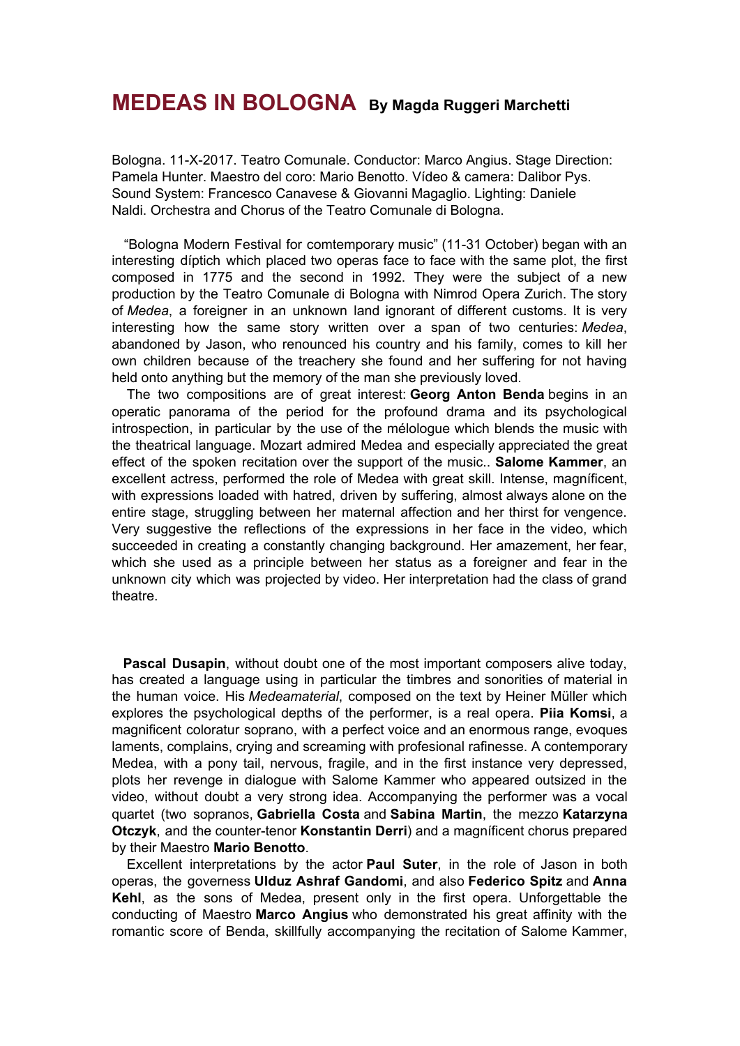# MEDEAS IN BOLOGNA **By Magda Ruggeri Marchetti**

Bologna. 11-X-2017. Teatro Comunale. Conductor: Marco Angius. Stage Direction: Pamela Hunter. Maestro del coro: Mario Benotto. Vídeo & camera: Dalibor Pys. Sound System: Francesco Canavese & Giovanni Magaglio. Lighting: Daniele Naldi. Orchestra and Chorus of the Teatro Comunale di Bologna.

"Bologna Modern Festival for comtemporary music" (11-31 October) began with an interesting díptich which placed two operas face to face with the same plot, the first composed in 1775 and the second in 1992. They were the subject of a new production by the Teatro Comunale di Bologna with Nimrod Opera Zurich. The story of *Medea*, a foreigner in an unknown land ignorant of different customs. It is very interesting how the same story written over a span of two centuries: *Medea*, abandoned by Jason, who renounced his country and his family, comes to kill her own children because of the treachery she found and her suffering for not having held onto anything but the memory of the man she previously loved.

The two compositions are of great interest: **Georg Anton Benda** begins in an operatic panorama of the period for the profound drama and its psychological introspection, in particular by the use of the mélologue which blends the music with the theatrical language. Mozart admired Medea and especially appreciated the great effect of the spoken recitation over the support of the music.. **Salome Kammer**, an excellent actress, performed the role of Medea with great skill. Intense, magníficent, with expressions loaded with hatred, driven by suffering, almost always alone on the entire stage, struggling between her maternal affection and her thirst for vengence. Very suggestive the reflections of the expressions in her face in the video, which succeeded in creating a constantly changing background. Her amazement, her fear, which she used as a principle between her status as a foreigner and fear in the unknown city which was projected by video. Her interpretation had the class of grand theatre.

**Pascal Dusapin**, without doubt one of the most important composers alive today, has created a language using in particular the timbres and sonorities of material in the human voice. His *Medeamaterial*, composed on the text by Heiner Müller which explores the psychological depths of the performer, is a real opera. **Piia Komsi**, a magnificent coloratur soprano, with a perfect voice and an enormous range, evoques laments, complains, crying and screaming with profesional rafinesse. A contemporary Medea, with a pony tail, nervous, fragile, and in the first instance very depressed, plots her revenge in dialogue with Salome Kammer who appeared outsized in the video, without doubt a very strong idea. Accompanying the performer was a vocal quartet (two sopranos, **Gabriella Costa** and **Sabina Martin**, the mezzo **Katarzyna Otczyk**, and the counter-tenor **Konstantin Derri**) and a magníficent chorus prepared by their Maestro **Mario Benotto**.

Excellent interpretations by the actor **Paul Suter**, in the role of Jason in both operas, the governess **Ulduz Ashraf Gandomi**, and also **Federico Spitz** and **Anna Kehl**, as the sons of Medea, present only in the first opera. Unforgettable the conducting of Maestro **Marco Angius** who demonstrated his great affinity with the romantic score of Benda, skillfully accompanying the recitation of Salome Kammer,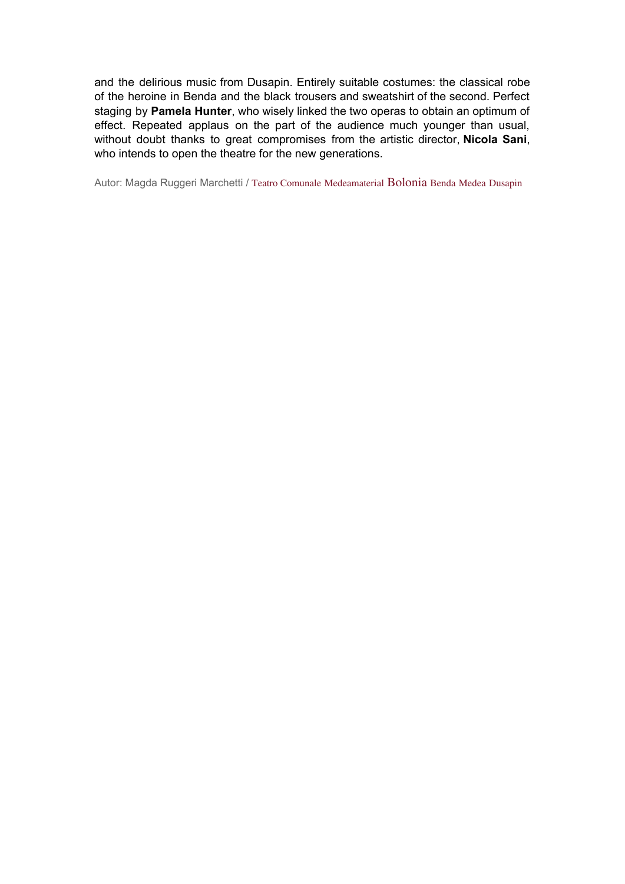and the delirious music from Dusapin. Entirely suitable costumes: the classical robe of the heroine in Benda and the black trousers and sweatshirt of the second. Perfect staging by **Pamela Hunter**, who wisely linked the two operas to obtain an optimum of effect. Repeated applaus on the part of the audience much younger than usual, without doubt thanks to great compromises from the artistic director, **Nicola Sani**, who intends to open the theatre for the new generations.

Autor: Magda Ruggeri Marchetti / Teatro Comunale Medeamaterial Bolonia Benda Medea Dusapin